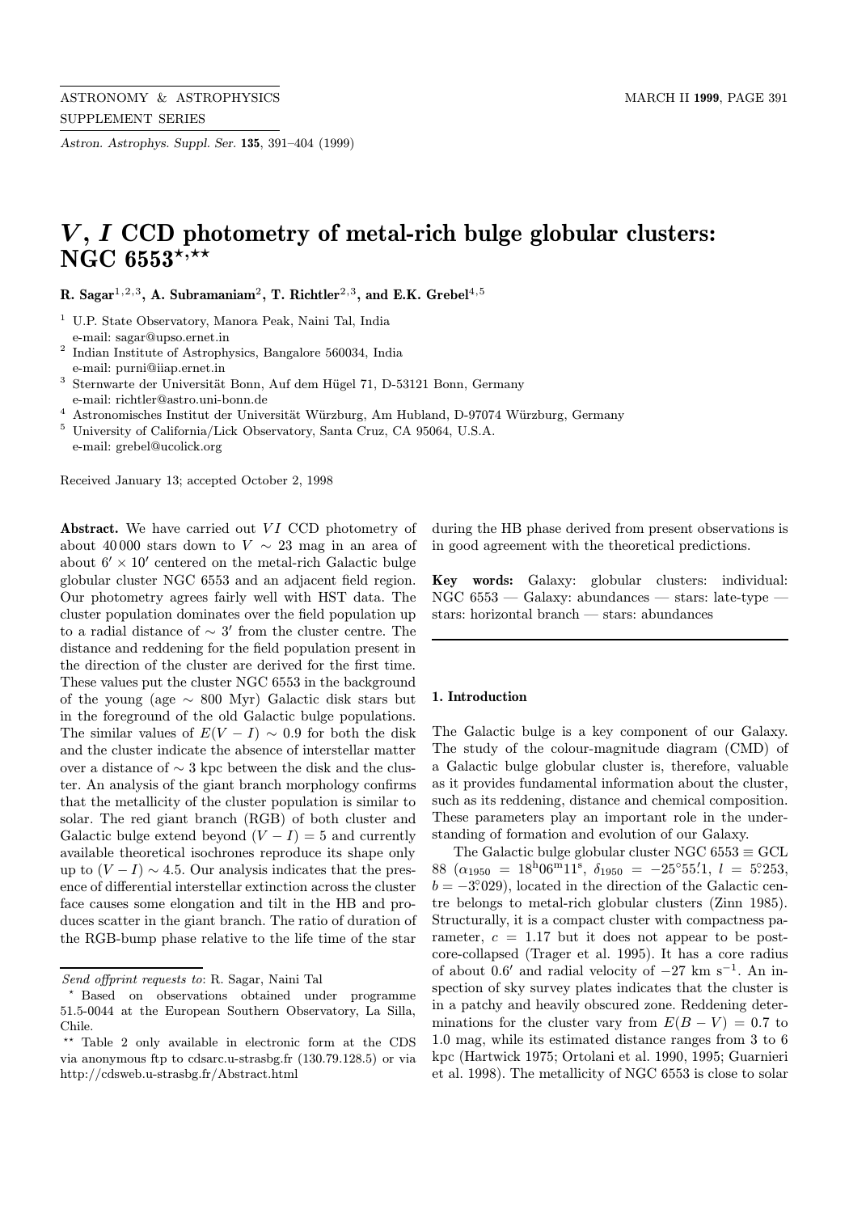# $V$, $I$ CCD photometry of metal-rich bulge globular clusters: NGC 6553[⋆,⋆⋆]

**R. Sagar[1,2,3], A. Subramaniam[2], T. Richtler[2,3], and E.K. Grebel[4,5]**

[1] U.P. State Observatory, Manora Peak, Naini Tal, India
e-mail: sagar@upso.ernet.in

[2] Indian Institute of Astrophysics, Bangalore 560034, India
e-mail: purni@iiap.ernet.in

[3] Sternwarte der Universität Bonn, Auf dem Hügel 71, D-53121 Bonn, Germany
e-mail: richtler@astro.uni-bonn.de

[4] Astronomisches Institut der Universität Würzburg, Am Hubland, D-97074 Würzburg, Germany

[5] University of California/Lick Observatory, Santa Cruz, CA 95064, U.S.A.
e-mail: grebel@ucolick.org

Received January 13; accepted October 2, 1998

**Abstract.** We have carried out $VI$ CCD photometry of about 40 000 stars down to $V \sim 23$ mag in an area of about $6' \times 10'$ centered on the metal-rich Galactic bulge globular cluster NGC 6553 and an adjacent field region. Our photometry agrees fairly well with HST data. The cluster population dominates over the field population up to a radial distance of $\sim 3'$ from the cluster centre. The distance and reddening for the field population present in the direction of the cluster are derived for the first time. These values put the cluster NGC 6553 in the background of the young (age $\sim$ 800 Myr) Galactic disk stars but in the foreground of the old Galactic bulge populations. The similar values of $E(V-I) \sim 0.9$ for both the disk and the cluster indicate the absence of interstellar matter over a distance of $\sim 3$ kpc between the disk and the cluster. An analysis of the giant branch morphology confirms that the metallicity of the cluster population is similar to solar. The red giant branch (RGB) of both cluster and Galactic bulge extend beyond $(V-I) = 5$ and currently available theoretical isochrones reproduce its shape only up to $(V-I) \sim 4.5$. Our analysis indicates that the presence of differential interstellar extinction across the cluster face causes some elongation and tilt in the HB and produces scatter in the giant branch. The ratio of duration of the RGB-bump phase relative to the life time of the star during the HB phase derived from present observations is in good agreement with the theoretical predictions.

**Key words:** Galaxy: globular clusters: individual: NGC 6553 — Galaxy: abundances — stars: late-type — stars: horizontal branch — stars: abundances

## 1. Introduction

The Galactic bulge is a key component of our Galaxy. The study of the colour-magnitude diagram (CMD) of a Galactic bulge globular cluster is, therefore, valuable as it provides fundamental information about the cluster, such as its reddening, distance and chemical composition. These parameters play an important role in the understanding of formation and evolution of our Galaxy.

The Galactic bulge globular cluster NGC 6553 ≡ GCL 88 ($\alpha_{1950} = 18^{\rm h}06^{\rm m}11^{\rm s}$, $\delta_{1950} = -25°55'.1$, $l = 5°.253$, $b = -3°.029$), located in the direction of the Galactic centre belongs to metal-rich globular clusters (Zinn 1985). Structurally, it is a compact cluster with compactness parameter, $c = 1.17$ but it does not appear to be post-core-collapsed (Trager et al. 1995). It has a core radius of about $0.6'$ and radial velocity of $-27$ km s$^{-1}$. An inspection of sky survey plates indicates that the cluster is in a patchy and heavily obscured zone. Reddening determinations for the cluster vary from $E(B-V) = 0.7$ to 1.0 mag, while its estimated distance ranges from 3 to 6 kpc (Hartwick 1975; Ortolani et al. 1990, 1995; Guarnieri et al. 1998). The metallicity of NGC 6553 is close to solar

---

*Send offprint requests to*: R. Sagar, Naini Tal

⋆ Based on observations obtained under programme 51.5-0044 at the European Southern Observatory, La Silla, Chile.

⋆⋆ Table 2 only available in electronic form at the CDS via anonymous ftp to cdsarc.u-strasbg.fr (130.79.128.5) or via http://cdsweb.u-strasbg.fr/Abstract.html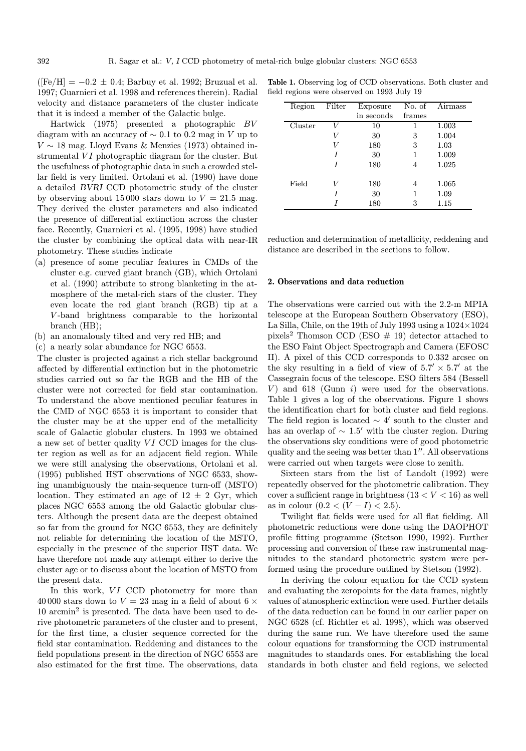([Fe/H] $= -0.2 \pm 0.4$; Barbuy et al. 1992; Bruzual et al. 1997; Guarnieri et al. 1998 and references therein). Radial velocity and distance parameters of the cluster indicate that it is indeed a member of the Galactic bulge.

Hartwick (1975) presented a photographic $BV$ diagram with an accuracy of $\sim 0.1$ to 0.2 mag in $V$ up to $V \sim 18$ mag. Lloyd Evans & Menzies (1973) obtained instrumental $VI$ photographic diagram for the cluster. But the usefulness of photographic data in such a crowded stellar field is very limited. Ortolani et al. (1990) have done a detailed $BVRI$ CCD photometric study of the cluster by observing about 15 000 stars down to $V = 21.5$ mag. They derived the cluster parameters and also indicated the presence of differential extinction across the cluster face. Recently, Guarnieri et al. (1995, 1998) have studied the cluster by combining the optical data with near-IR photometry. These studies indicate

- (a) presence of some peculiar features in CMDs of the cluster e.g. curved giant branch (GB), which Ortolani et al. (1990) attribute to strong blanketing in the atmosphere of the metal-rich stars of the cluster. They even locate the red giant branch (RGB) tip at a $V$-band brightness comparable to the horizontal branch (HB);
- (b) an anomalously tilted and very red HB; and
- (c) a nearly solar abundance for NGC 6553.

The cluster is projected against a rich stellar background affected by differential extinction but in the photometric studies carried out so far the RGB and the HB of the cluster were not corrected for field star contamination. To understand the above mentioned peculiar features in the CMD of NGC 6553 it is important to consider that the cluster may be at the upper end of the metallicity scale of Galactic globular clusters. In 1993 we obtained a new set of better quality $VI$ CCD images for the cluster region as well as for an adjacent field region. While we were still analysing the observations, Ortolani et al. (1995) published HST observations of NGC 6533, showing unambiguously the main-sequence turn-off (MSTO) location. They estimated an age of $12 \pm 2$ Gyr, which places NGC 6553 among the old Galactic globular clusters. Although the present data are the deepest obtained so far from the ground for NGC 6553, they are definitely not reliable for determining the location of the MSTO, especially in the presence of the superior HST data. We have therefore not made any attempt either to derive the cluster age or to discuss about the location of MSTO from the present data.

In this work, $VI$ CCD photometry for more than 40 000 stars down to $V = 23$ mag in a field of about $6 \times 10$ arcmin$^2$ is presented. The data have been used to derive photometric parameters of the cluster and to present, for the first time, a cluster sequence corrected for the field star contamination. Reddening and distances to the field populations present in the direction of NGC 6553 are also estimated for the first time. The observations, data reduction and determination of metallicity, reddening and distance are described in the sections to follow.

**Table 1.** Observing log of CCD observations. Both cluster and field regions were observed on 1993 July 19

| Region | Filter | Exposure in seconds | No. of frames | Airmass |
|---|---|---|---|---|
| Cluster | $V$ | 10 | 1 | 1.003 |
| | $V$ | 30 | 3 | 1.004 |
| | $V$ | 180 | 3 | 1.03 |
| | $I$ | 30 | 1 | 1.009 |
| | $I$ | 180 | 4 | 1.025 |
| Field | $V$ | 180 | 4 | 1.065 |
| | $I$ | 30 | 1 | 1.09 |
| | $I$ | 180 | 3 | 1.15 |

## 2. Observations and data reduction

The observations were carried out with the 2.2-m MPIA telescope at the European Southern Observatory (ESO), La Silla, Chile, on the 19th of July 1993 using a $1024\times1024$ pixels$^2$ Thomson CCD (ESO # 19) detector attached to the ESO Faint Object Spectrograph and Camera (EFOSC II). A pixel of this CCD corresponds to 0.332 arcsec on the sky resulting in a field of view of $5.7' \times 5.7'$ at the Cassegrain focus of the telescope. ESO filters 584 (Bessell $V$) and 618 (Gunn $i$) were used for the observations. Table 1 gives a log of the observations. Figure 1 shows the identification chart for both cluster and field regions. The field region is located $\sim 4'$ south to the cluster and has an overlap of $\sim 1.5'$ with the cluster region. During the observations sky conditions were of good photometric quality and the seeing was better than $1''$. All observations were carried out when targets were close to zenith.

Sixteen stars from the list of Landolt (1992) were repeatedly observed for the photometric calibration. They cover a sufficient range in brightness ($13 < V < 16$) as well as in colour ($0.2 < (V-I) < 2.5$).

Twilight flat fields were used for all flat fielding. All photometric reductions were done using the DAOPHOT profile fitting programme (Stetson 1990, 1992). Further processing and conversion of these raw instrumental magnitudes to the standard photometric system were performed using the procedure outlined by Stetson (1992).

In deriving the colour equation for the CCD system and evaluating the zeropoints for the data frames, nightly values of atmospheric extinction were used. Further details of the data reduction can be found in our earlier paper on NGC 6528 (cf. Richtler et al. 1998), which was observed during the same run. We have therefore used the same colour equations for transforming the CCD instrumental magnitudes to standards ones. For establishing the local standards in both cluster and field regions, we selected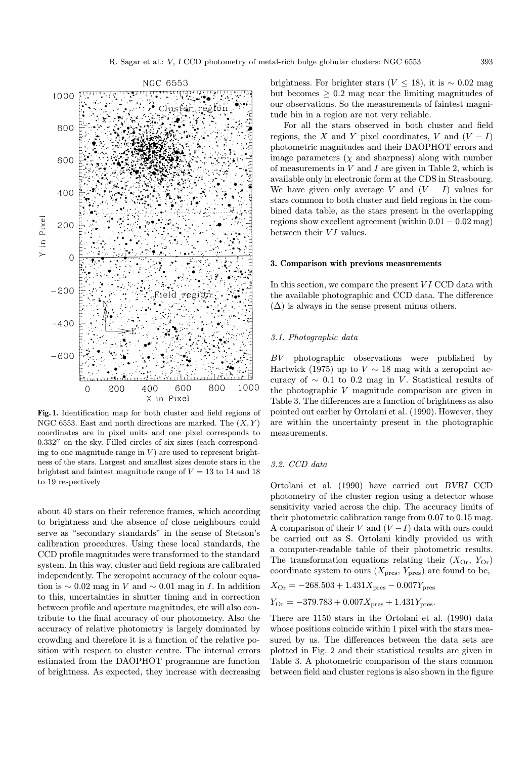Fig. 1. Identification map for both cluster and field regions of NGC 6553. East and north directions are marked. The $(X, Y)$ coordinates are in pixel units and one pixel corresponds to $0.332''$ on the sky. Filled circles of six sizes (each corresponding to one magnitude range in $V$) are used to represent brightness of the stars. Largest and smallest sizes denote stars in the brightest and faintest magnitude range of $V = 13$ to 14 and 18 to 19 respectively

about 40 stars on their reference frames, which according to brightness and the absence of close neighbours could serve as "secondary standards" in the sense of Stetson's calibration procedures. Using these local standards, the CCD profile magnitudes were transformed to the standard system. In this way, cluster and field regions are calibrated independently. The zeropoint accuracy of the colour equation is $\sim 0.02$ mag in $V$ and $\sim 0.01$ mag in $I$. In addition to this, uncertainties in shutter timing and in correction between profile and aperture magnitudes, etc will also contribute to the final accuracy of our photometry. Also the accuracy of relative photometry is largely dominated by crowding and therefore it is a function of the relative position with respect to cluster centre. The internal errors estimated from the DAOPHOT programme are function of brightness. As expected, they increase with decreasing brightness. For brighter stars ($V \leq 18$), it is $\sim 0.02$ mag but becomes $\geq 0.2$ mag near the limiting magnitudes of our observations. So the measurements of faintest magnitude bin in a region are not very reliable.

For all the stars observed in both cluster and field regions, the $X$ and $Y$ pixel coordinates, $V$ and $(V - I)$ photometric magnitudes and their DAOPHOT errors and image parameters ($\chi$ and sharpness) along with number of measurements in $V$ and $I$ are given in Table 2, which is available only in electronic form at the CDS in Strasbourg. We have given only average $V$ and $(V - I)$ values for stars common to both cluster and field regions in the combined data table, as the stars present in the overlapping regions show excellent agreement (within $0.01 - 0.02$ mag) between their $VI$ values.

## 3. Comparison with previous measurements

In this section, we compare the present $VI$ CCD data with the available photographic and CCD data. The difference ($\Delta$) is always in the sense present minus others.

### 3.1. Photographic data

$BV$ photographic observations were published by Hartwick (1975) up to $V \sim 18$ mag with a zeropoint accuracy of $\sim 0.1$ to 0.2 mag in $V$. Statistical results of the photographic $V$ magnitude comparison are given in Table 3. The differences are a function of brightness as also pointed out earlier by Ortolani et al. (1990). However, they are within the uncertainty present in the photographic measurements.

### 3.2. CCD data

Ortolani et al. (1990) have carried out *BVRI* CCD photometry of the cluster region using a detector whose sensitivity varied across the chip. The accuracy limits of their photometric calibration range from 0.07 to 0.15 mag. A comparison of their $V$ and $(V - I)$ data with ours could be carried out as S. Ortolani kindly provided us with a computer-readable table of their photometric results. The transformation equations relating their ($X_{\rm Or}$, $Y_{\rm Or}$) coordinate system to ours ($X_{\rm pres}$, $Y_{\rm pres}$) are found to be,

$$X_{\rm Or} = -268.503 + 1.431X_{\rm pres} - 0.007Y_{\rm pres}$$

$$Y_{\rm Or} = -379.783 + 0.007X_{\rm pres} + 1.431Y_{\rm pres}.$$

There are 1150 stars in the Ortolani et al. (1990) data whose positions coincide within 1 pixel with the stars measured by us. The differences between the data sets are plotted in Fig. 2 and their statistical results are given in Table 3. A photometric comparison of the stars common between field and cluster regions is also shown in the figure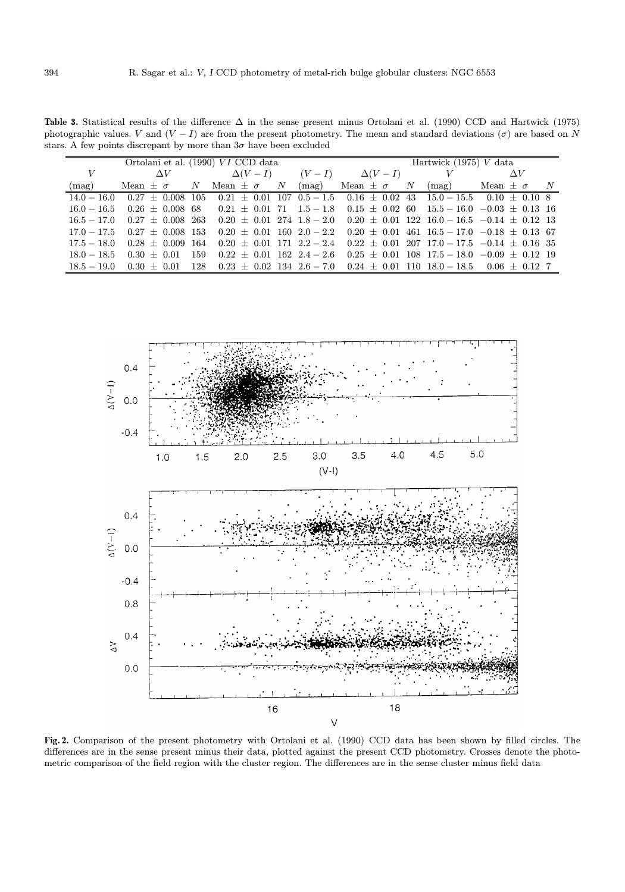**Table 3.** Statistical results of the difference $\Delta$ in the sense present minus Ortolani et al. (1990) CCD and Hartwick (1975) photographic values. $V$ and $(V-I)$ are from the present photometry. The mean and standard deviations ($\sigma$) are based on $N$ stars. A few points discrepant by more than $3\sigma$ have been excluded

| Ortolani et al. (1990) $VI$ CCD data | | | | | | | | | Hartwick (1975) $V$ data | | |
|---|---|---|---|---|---|---|---|---|---|---|---|
| $V$ | $\Delta V$ | | $\Delta(V-I)$ | | $(V-I)$ | $\Delta(V-I)$ | | $V$ | $\Delta V$ | | |
| (mag) | Mean $\pm$ $\sigma$ | $N$ | Mean $\pm$ $\sigma$ | $N$ | (mag) | Mean $\pm$ $\sigma$ | $N$ | (mag) | Mean $\pm$ $\sigma$ | $N$ | |
| $14.0-16.0$ | $0.27 \pm 0.008$ | 105 | $0.21 \pm 0.01$ | 107 | $0.5-1.5$ | $0.16 \pm 0.02$ | 43 | $15.0-15.5$ | $0.10 \pm 0.10$ | 8 | |
| $16.0-16.5$ | $0.26 \pm 0.008$ | 68 | $0.21 \pm 0.01$ | 71 | $1.5-1.8$ | $0.15 \pm 0.02$ | 60 | $15.5-16.0$ | $-0.03 \pm 0.13$ | 16 | |
| $16.5-17.0$ | $0.27 \pm 0.008$ | 263 | $0.20 \pm 0.01$ | 274 | $1.8-2.0$ | $0.20 \pm 0.01$ | 122 | $16.0-16.5$ | $-0.14 \pm 0.12$ | 13 | |
| $17.0-17.5$ | $0.27 \pm 0.008$ | 153 | $0.20 \pm 0.01$ | 160 | $2.0-2.2$ | $0.20 \pm 0.01$ | 461 | $16.5-17.0$ | $-0.18 \pm 0.13$ | 67 | |
| $17.5-18.0$ | $0.28 \pm 0.009$ | 164 | $0.20 \pm 0.01$ | 171 | $2.2-2.4$ | $0.22 \pm 0.01$ | 207 | $17.0-17.5$ | $-0.14 \pm 0.16$ | 35 | |
| $18.0-18.5$ | $0.30 \pm 0.01$ | 159 | $0.22 \pm 0.01$ | 162 | $2.4-2.6$ | $0.25 \pm 0.01$ | 108 | $17.5-18.0$ | $-0.09 \pm 0.12$ | 19 | |
| $18.5-19.0$ | $0.30 \pm 0.01$ | 128 | $0.23 \pm 0.02$ | 134 | $2.6-7.0$ | $0.24 \pm 0.01$ | 110 | $18.0-18.5$ | $0.06 \pm 0.12$ | 7 | |

**Fig. 2.** Comparison of the present photometry with Ortolani et al. (1990) CCD data has been shown by filled circles. The differences are in the sense present minus their data, plotted against the present CCD photometry. Crosses denote the photometric comparison of the field region with the cluster region. The differences are in the sense cluster minus field data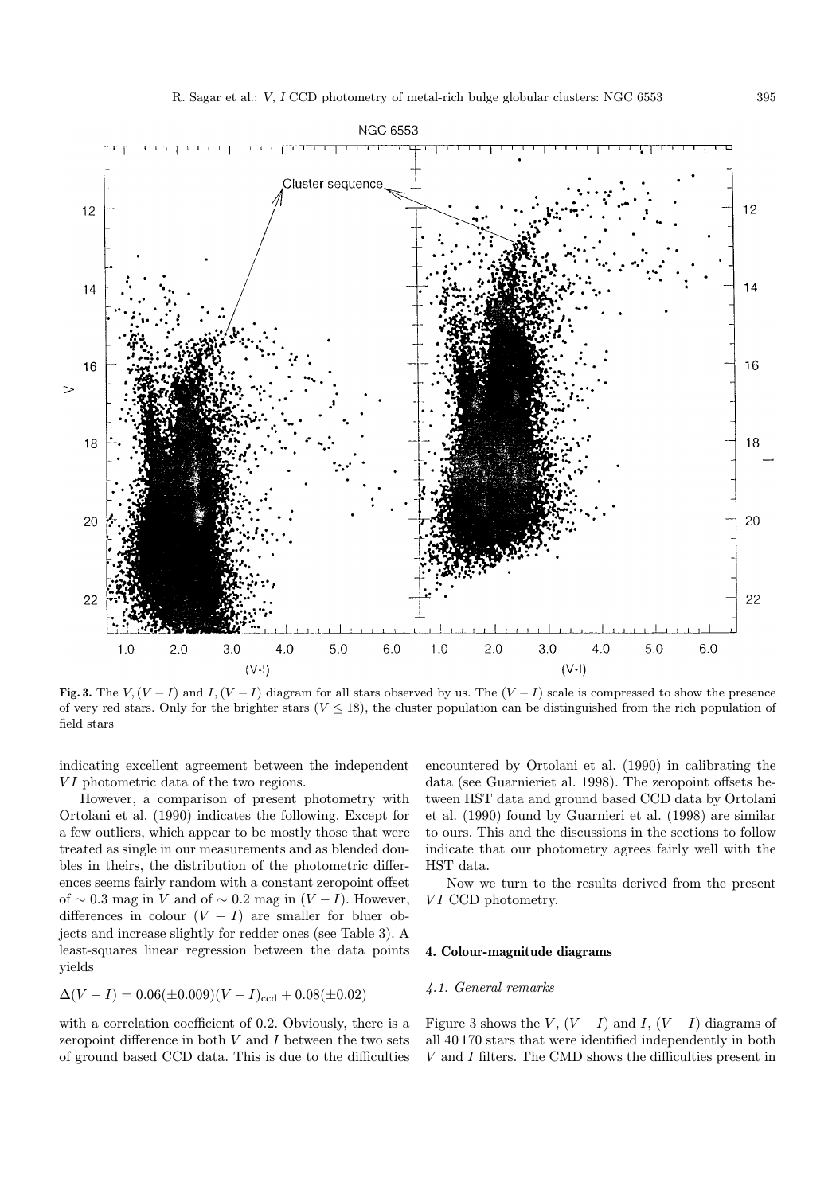**Fig. 3.** The $V,(V-I)$ and $I,(V-I)$ diagram for all stars observed by us. The $(V-I)$ scale is compressed to show the presence of very red stars. Only for the brighter stars ($V \leq 18$), the cluster population can be distinguished from the rich population of field stars

indicating excellent agreement between the independent $VI$ photometric data of the two regions.

However, a comparison of present photometry with Ortolani et al. (1990) indicates the following. Except for a few outliers, which appear to be mostly those that were treated as single in our measurements and as blended doubles in theirs, the distribution of the photometric differences seems fairly random with a constant zeropoint offset of $\sim 0.3$ mag in $V$ and of $\sim 0.2$ mag in $(V-I)$. However, differences in colour $(V-I)$ are smaller for bluer objects and increase slightly for redder ones (see Table 3). A least-squares linear regression between the data points yields

$$\Delta(V-I) = 0.06(\pm 0.009)(V-I)_{\rm ccd} + 0.08(\pm 0.02)$$

with a correlation coefficient of 0.2. Obviously, there is a zeropoint difference in both $V$ and $I$ between the two sets of ground based CCD data. This is due to the difficulties encountered by Ortolani et al. (1990) in calibrating the data (see Guarnieriet al. 1998). The zeropoint offsets between HST data and ground based CCD data by Ortolani et al. (1990) found by Guarnieri et al. (1998) are similar to ours. This and the discussions in the sections to follow indicate that our photometry agrees fairly well with the HST data.

Now we turn to the results derived from the present $VI$ CCD photometry.

## 4. Colour-magnitude diagrams

### *4.1. General remarks*

Figure 3 shows the $V$, $(V-I)$ and $I$, $(V-I)$ diagrams of all 40 170 stars that were identified independently in both $V$ and $I$ filters. The CMD shows the difficulties present in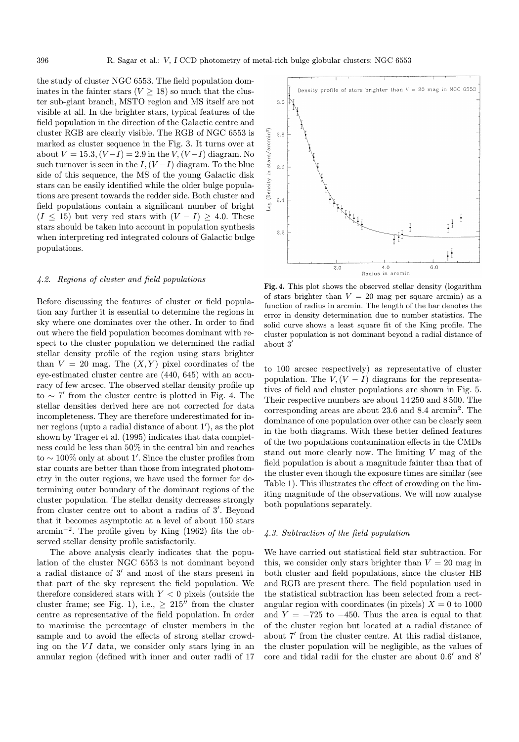the study of cluster NGC 6553. The field population dominates in the fainter stars ($V \geq 18$) so much that the cluster sub-giant branch, MSTO region and MS itself are not visible at all. In the brighter stars, typical features of the field population in the direction of the Galactic centre and cluster RGB are clearly visible. The RGB of NGC 6553 is marked as cluster sequence in the Fig. 3. It turns over at about $V = 15.3, (V-I) = 2.9$ in the $V, (V-I)$ diagram. No such turnover is seen in the $I, (V-I)$ diagram. To the blue side of this sequence, the MS of the young Galactic disk stars can be easily identified while the older bulge populations are present towards the redder side. Both cluster and field populations contain a significant number of bright ($I \leq 15$) but very red stars with $(V-I) \geq 4.0$. These stars should be taken into account in population synthesis when interpreting red integrated colours of Galactic bulge populations.

### 4.2. Regions of cluster and field populations

Before discussing the features of cluster or field population any further it is essential to determine the regions in sky where one dominates over the other. In order to find out where the field population becomes dominant with respect to the cluster population we determined the radial stellar density profile of the region using stars brighter than $V = 20$ mag. The $(X, Y)$ pixel coordinates of the eye-estimated cluster centre are (440, 645) with an accuracy of few arcsec. The observed stellar density profile up to $\sim 7'$ from the cluster centre is plotted in Fig. 4. The stellar densities derived here are not corrected for data incompleteness. They are therefore underestimated for inner regions (upto a radial distance of about $1'$), as the plot shown by Trager et al. (1995) indicates that data completness could be less than 50% in the central bin and reaches to $\sim 100\%$ only at about $1'$. Since the cluster profiles from star counts are better than those from integrated photometry in the outer regions, we have used the former for determining outer boundary of the dominant regions of the cluster population. The stellar density decreases strongly from cluster centre out to about a radius of $3'$. Beyond that it becomes asymptotic at a level of about 150 stars arcmin$^{-2}$. The profile given by King (1962) fits the observed stellar density profile satisfactorily.

The above analysis clearly indicates that the population of the cluster NGC 6553 is not dominant beyond a radial distance of $3'$ and most of the stars present in that part of the sky represent the field population. We therefore considered stars with $Y < 0$ pixels (outside the cluster frame; see Fig. 1), i.e., $\geq 215''$ from the cluster centre as representative of the field population. In order to maximise the percentage of cluster members in the sample and to avoid the effects of strong stellar crowding on the $VI$ data, we consider only stars lying in an annular region (defined with inner and outer radii of 17 to 100 arcsec respectively) as representative of cluster population. The $V, (V-I)$ diagrams for the representatives of field and cluster populations are shown in Fig. 5. Their respective numbers are about 14 250 and 8 500. The corresponding areas are about 23.6 and 8.4 arcmin$^2$. The dominance of one population over other can be clearly seen in the both diagrams. With these better defined features of the two populations contamination effects in the CMDs stand out more clearly now. The limiting $V$ mag of the field population is about a magnitude fainter than that of the cluster even though the exposure times are similar (see Table 1). This illustrates the effect of crowding on the limiting magnitude of the observations. We will now analyse both populations separately.

**Fig. 4.** This plot shows the observed stellar density (logarithm of stars brighter than $V = 20$ mag per square arcmin) as a function of radius in arcmin. The length of the bar denotes the error in density determination due to number statistics. The solid curve shows a least square fit of the King profile. The cluster population is not dominant beyond a radial distance of about $3'$

### 4.3. Subtraction of the field population

We have carried out statistical field star subtraction. For this, we consider only stars brighter than $V = 20$ mag in both cluster and field populations, since the cluster HB and RGB are present there. The field population used in the statistical subtraction has been selected from a rectangular region with coordinates (in pixels) $X = 0$ to 1000 and $Y = -725$ to $-450$. Thus the area is equal to that of the cluster region but located at a radial distance of about $7'$ from the cluster centre. At this radial distance, the cluster population will be negligible, as the values of core and tidal radii for the cluster are about $0.6'$ and $8'$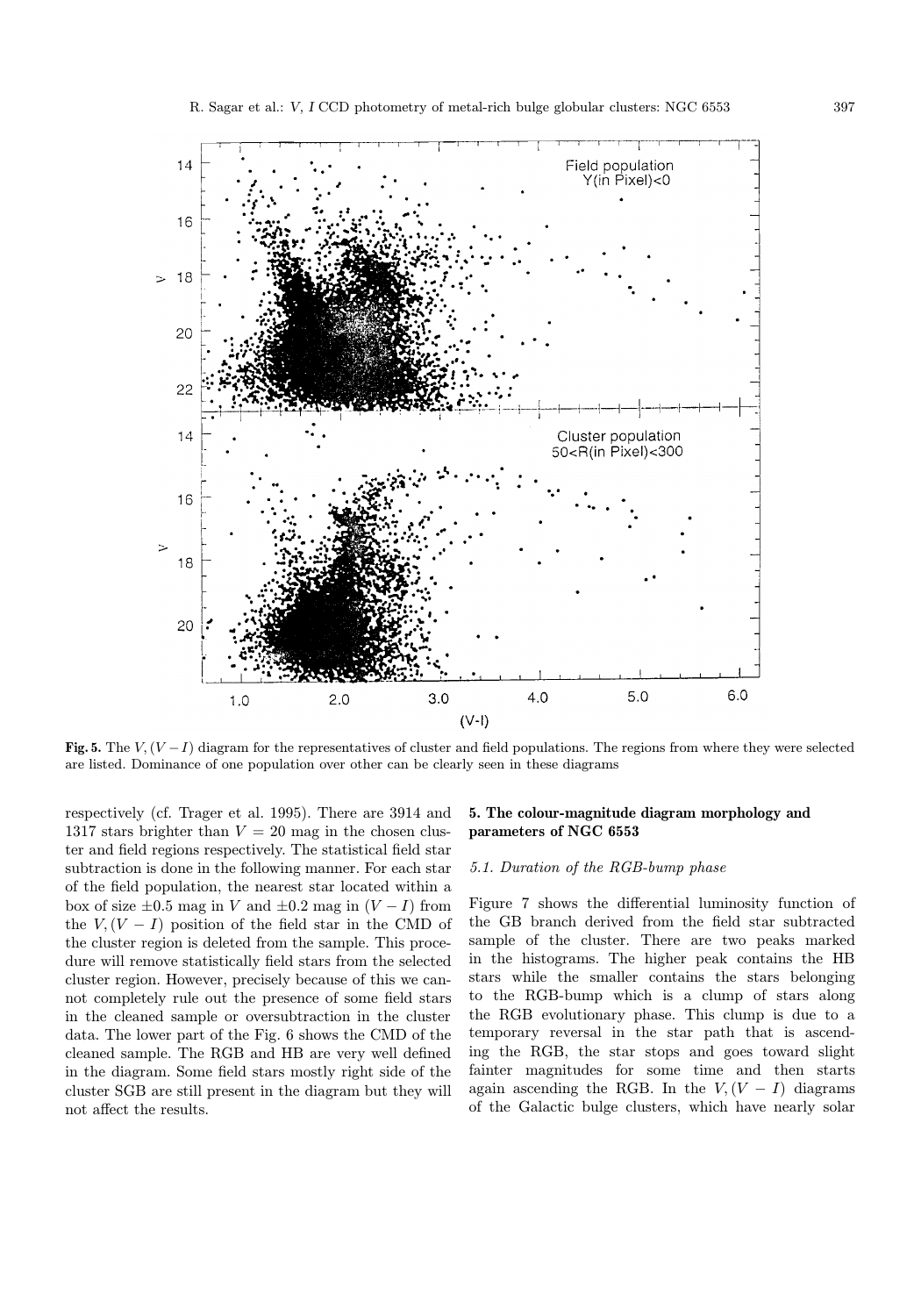**Fig. 5.** The $V, (V-I)$ diagram for the representatives of cluster and field populations. The regions from where they were selected are listed. Dominance of one population over other can be clearly seen in these diagrams

respectively (cf. Trager et al. 1995). There are 3914 and 1317 stars brighter than $V = 20$ mag in the chosen cluster and field regions respectively. The statistical field star subtraction is done in the following manner. For each star of the field population, the nearest star located within a box of size $\pm 0.5$ mag in $V$ and $\pm 0.2$ mag in $(V-I)$ from the $V, (V-I)$ position of the field star in the CMD of the cluster region is deleted from the sample. This procedure will remove statistically field stars from the selected cluster region. However, precisely because of this we cannot completely rule out the presence of some field stars in the cleaned sample or oversubtraction in the cluster data. The lower part of the Fig. 6 shows the CMD of the cleaned sample. The RGB and HB are very well defined in the diagram. Some field stars mostly right side of the cluster SGB are still present in the diagram but they will not affect the results.

## 5. The colour-magnitude diagram morphology and parameters of NGC 6553

### *5.1. Duration of the RGB-bump phase*

Figure 7 shows the differential luminosity function of the GB branch derived from the field star subtracted sample of the cluster. There are two peaks marked in the histograms. The higher peak contains the HB stars while the smaller contains the stars belonging to the RGB-bump which is a clump of stars along the RGB evolutionary phase. This clump is due to a temporary reversal in the star path that is ascending the RGB, the star stops and goes toward slight fainter magnitudes for some time and then starts again ascending the RGB. In the $V, (V-I)$ diagrams of the Galactic bulge clusters, which have nearly solar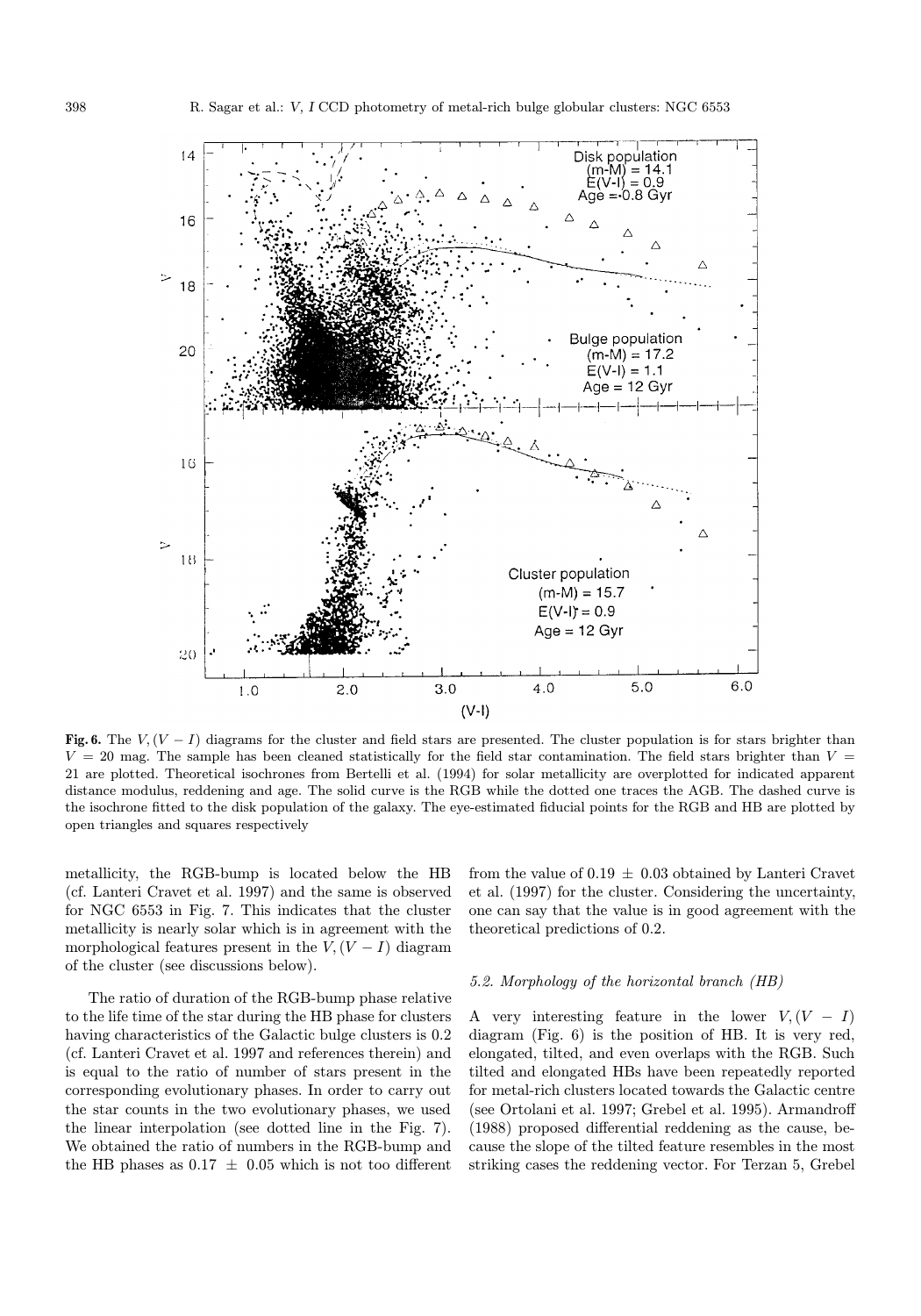**Fig. 6.** The $V, (V-I)$ diagrams for the cluster and field stars are presented. The cluster population is for stars brighter than $V = 20$ mag. The sample has been cleaned statistically for the field star contamination. The field stars brighter than $V = 21$ are plotted. Theoretical isochrones from Bertelli et al. (1994) for solar metallicity are overplotted for indicated apparent distance modulus, reddening and age. The solid curve is the RGB while the dotted one traces the AGB. The dashed curve is the isochrone fitted to the disk population of the galaxy. The eye-estimated fiducial points for the RGB and HB are plotted by open triangles and squares respectively

metallicity, the RGB-bump is located below the HB (cf. Lanteri Cravet et al. 1997) and the same is observed for NGC 6553 in Fig. 7. This indicates that the cluster metallicity is nearly solar which is in agreement with the morphological features present in the $V, (V-I)$ diagram of the cluster (see discussions below).

The ratio of duration of the RGB-bump phase relative to the life time of the star during the HB phase for clusters having characteristics of the Galactic bulge clusters is 0.2 (cf. Lanteri Cravet et al. 1997 and references therein) and is equal to the ratio of number of stars present in the corresponding evolutionary phases. In order to carry out the star counts in the two evolutionary phases, we used the linear interpolation (see dotted line in the Fig. 7). We obtained the ratio of numbers in the RGB-bump and the HB phases as $0.17 \pm 0.05$ which is not too different from the value of $0.19 \pm 0.03$ obtained by Lanteri Cravet et al. (1997) for the cluster. Considering the uncertainty, one can say that the value is in good agreement with the theoretical predictions of 0.2.

### 5.2. Morphology of the horizontal branch (HB)

A very interesting feature in the lower $V, (V-I)$ diagram (Fig. 6) is the position of HB. It is very red, elongated, tilted, and even overlaps with the RGB. Such tilted and elongated HBs have been repeatedly reported for metal-rich clusters located towards the Galactic centre (see Ortolani et al. 1997; Grebel et al. 1995). Armandroff (1988) proposed differential reddening as the cause, because the slope of the tilted feature resembles in the most striking cases the reddening vector. For Terzan 5, Grebel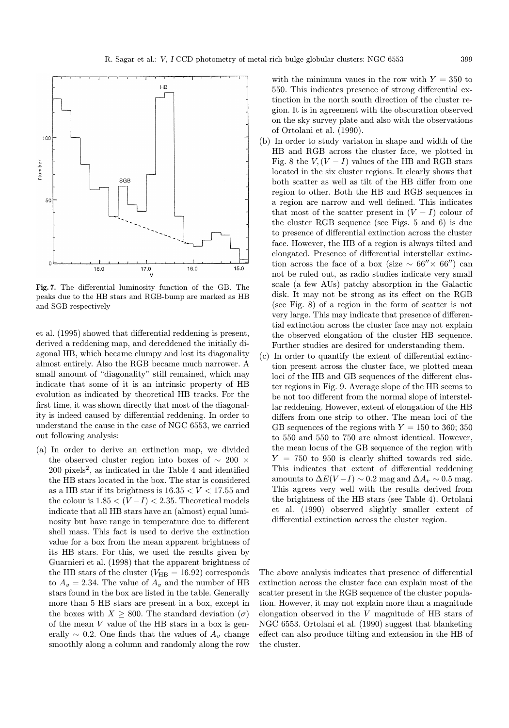**Fig. 7.** The differential luminosity function of the GB. The peaks due to the HB stars and RGB-bump are marked as HB and SGB respectively

et al. (1995) showed that differential reddening is present, derived a reddening map, and dereddened the initially diagonal HB, which became clumpy and lost its diagonality almost entirely. Also the RGB became much narrower. A small amount of "diagonality" still remained, which may indicate that some of it is an intrinsic property of HB evolution as indicated by theoretical HB tracks. For the first time, it was shown directly that most of the diagonality is indeed caused by differential reddening. In order to understand the cause in the case of NGC 6553, we carried out following analysis:

(a) In order to derive an extinction map, we divided the observed cluster region into boxes of $\sim 200 \times 200$ pixels$^2$, as indicated in the Table 4 and identified the HB stars located in the box. The star is considered as a HB star if its brightness is $16.35 < V < 17.55$ and the colour is $1.85 < (V-I) < 2.35$. Theoretical models indicate that all HB stars have an (almost) equal luminosity but have range in temperature due to different shell mass. This fact is used to derive the extinction value for a box from the mean apparent brightness of its HB stars. For this, we used the results given by Guarnieri et al. (1998) that the apparent brightness of the HB stars of the cluster ($V_{\rm HB} = 16.92$) corresponds to $A_v = 2.34$. The value of $A_v$ and the number of HB stars found in the box are listed in the table. Generally more than 5 HB stars are present in a box, except in the boxes with $X \geq 800$. The standard deviation ($\sigma$) of the mean $V$ value of the HB stars in a box is generally $\sim 0.2$. One finds that the values of $A_v$ change smoothly along a column and randomly along the row with the minimum vaues in the row with $Y = 350$ to 550. This indicates presence of strong differential extinction in the north south direction of the cluster region. It is in agreement with the obscuration observed on the sky survey plate and also with the observations of Ortolani et al. (1990).

(b) In order to study variaton in shape and width of the HB and RGB across the cluster face, we plotted in Fig. 8 the $V, (V-I)$ values of the HB and RGB stars located in the six cluster regions. It clearly shows that both scatter as well as tilt of the HB differ from one region to other. Both the HB and RGB sequences in a region are narrow and well defined. This indicates that most of the scatter present in $(V-I)$ colour of the cluster RGB sequence (see Figs. 5 and 6) is due to presence of differential extinction across the cluster face. However, the HB of a region is always tilted and elongated. Presence of differential interstellar extinction across the face of a box (size $\sim 66'' \times 66''$) can not be ruled out, as radio studies indicate very small scale (a few AUs) patchy absorption in the Galactic disk. It may not be strong as its effect on the RGB (see Fig. 8) of a region in the form of scatter is not very large. This may indicate that presence of differential extinction across the cluster face may not explain the observed elongation of the cluster HB sequence. Further studies are desired for understanding them.

(c) In order to quantify the extent of differential extinction present across the cluster face, we plotted mean loci of the HB and GB sequences of the different cluster regions in Fig. 9. Average slope of the HB seems to be not too different from the normal slope of interstellar reddening. However, extent of elongation of the HB differs from one strip to other. The mean loci of the GB sequences of the regions with $Y = 150$ to 360; 350 to 550 and 550 to 750 are almost identical. However, the mean locus of the GB sequence of the region with $Y = 750$ to 950 is clearly shifted towards red side. This indicates that extent of differential reddening amounts to $\Delta E(V-I) \sim 0.2$ mag and $\Delta A_v \sim 0.5$ mag. This agrees very well with the results derived from the brightness of the HB stars (see Table 4). Ortolani et al. (1990) observed slightly smaller extent of differential extinction across the cluster region.

The above analysis indicates that presence of differential extinction across the cluster face can explain most of the scatter present in the RGB sequence of the cluster population. However, it may not explain more than a magnitude elongation observed in the $V$ magnitude of HB stars of NGC 6553. Ortolani et al. (1990) suggest that blanketing effect can also produce tilting and extension in the HB of the cluster.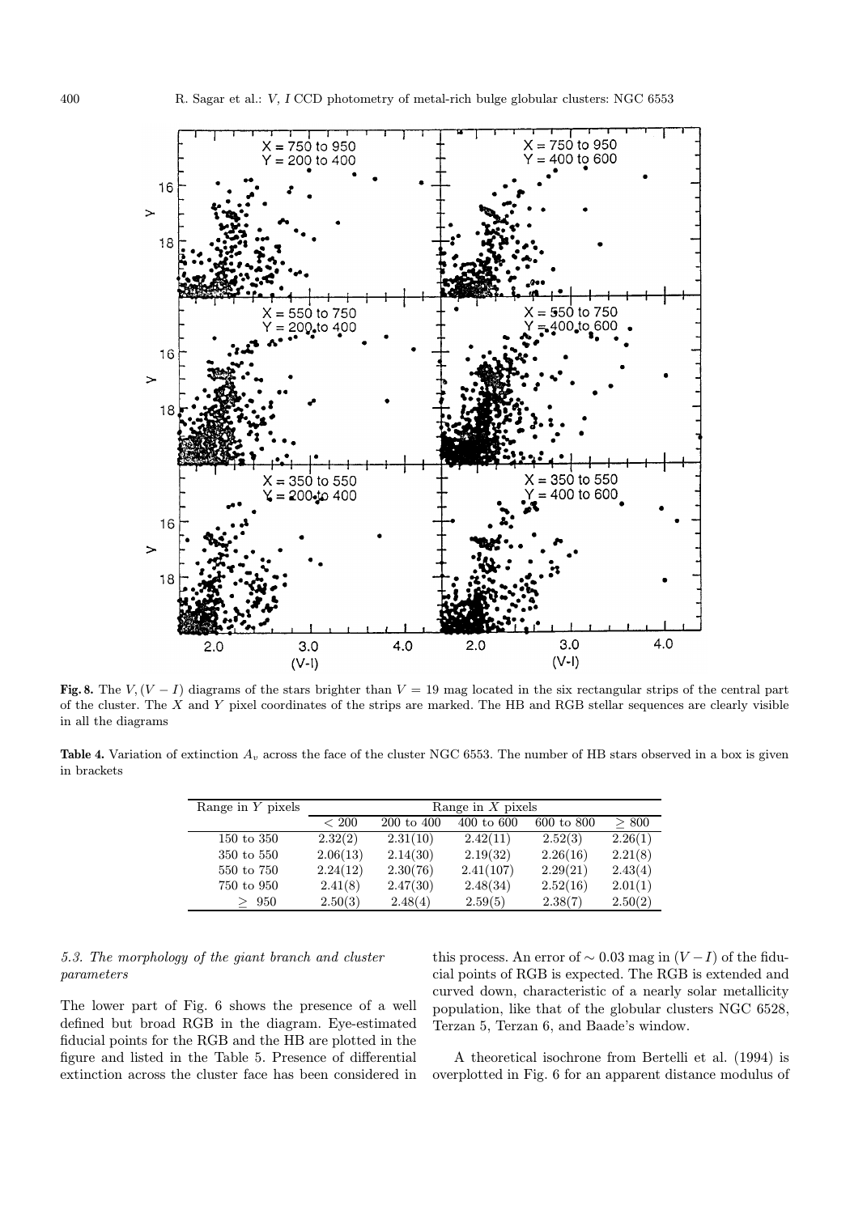**Fig. 8.** The $V, (V-I)$ diagrams of the stars brighter than $V = 19$ mag located in the six rectangular strips of the central part of the cluster. The $X$ and $Y$ pixel coordinates of the strips are marked. The HB and RGB stellar sequences are clearly visible in all the diagrams

**Table 4.** Variation of extinction $A_v$ across the face of the cluster NGC 6553. The number of HB stars observed in a box is given in brackets

| Range in $Y$ pixels | Range in $X$ pixels | | | | |
|---|---|---|---|---|---|
| | $< 200$ | 200 to 400 | 400 to 600 | 600 to 800 | $\geq 800$ |
| 150 to 350 | 2.32(2) | 2.31(10) | 2.42(11) | 2.52(3) | 2.26(1) |
| 350 to 550 | 2.06(13) | 2.14(30) | 2.19(32) | 2.26(16) | 2.21(8) |
| 550 to 750 | 2.24(12) | 2.30(76) | 2.41(107) | 2.29(21) | 2.43(4) |
| 750 to 950 | 2.41(8) | 2.47(30) | 2.48(34) | 2.52(16) | 2.01(1) |
| $\geq$ 950 | 2.50(3) | 2.48(4) | 2.59(5) | 2.38(7) | 2.50(2) |

### *5.3. The morphology of the giant branch and cluster parameters*

The lower part of Fig. 6 shows the presence of a well defined but broad RGB in the diagram. Eye-estimated fiducial points for the RGB and the HB are plotted in the figure and listed in the Table 5. Presence of differential extinction across the cluster face has been considered in this process. An error of $\sim 0.03$ mag in $(V-I)$ of the fiducial points of RGB is expected. The RGB is extended and curved down, characteristic of a nearly solar metallicity population, like that of the globular clusters NGC 6528, Terzan 5, Terzan 6, and Baade's window.

A theoretical isochrone from Bertelli et al. (1994) is overplotted in Fig. 6 for an apparent distance modulus of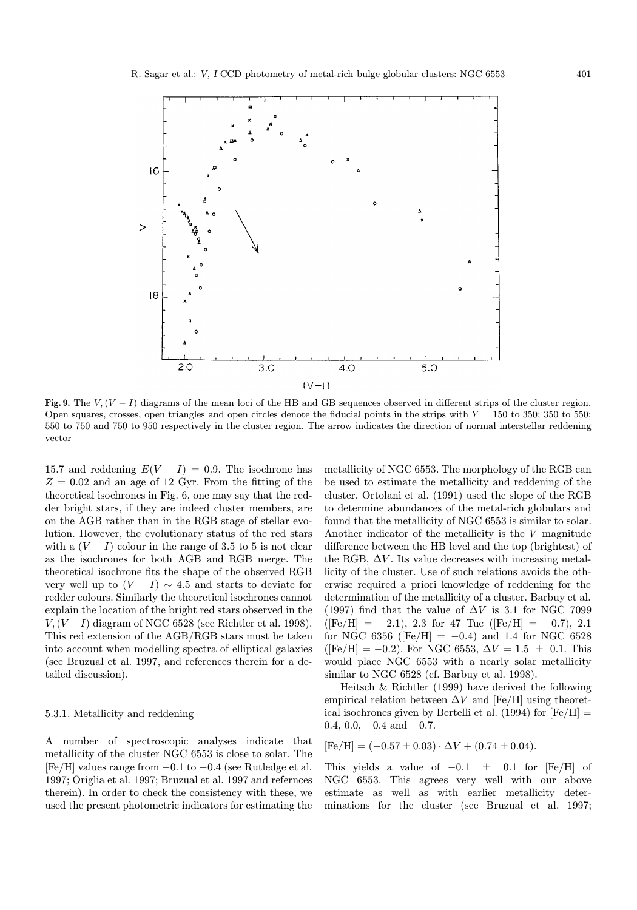**Fig. 9.** The $V, (V-I)$ diagrams of the mean loci of the HB and GB sequences observed in different strips of the cluster region. Open squares, crosses, open triangles and open circles denote the fiducial points in the strips with $Y = 150$ to 350; 350 to 550; 550 to 750 and 750 to 950 respectively in the cluster region. The arrow indicates the direction of normal interstellar reddening vector

15.7 and reddening $E(V-I) = 0.9$. The isochrone has $Z = 0.02$ and an age of 12 Gyr. From the fitting of the theoretical isochrones in Fig. 6, one may say that the redder bright stars, if they are indeed cluster members, are on the AGB rather than in the RGB stage of stellar evolution. However, the evolutionary status of the red stars with a $(V-I)$ colour in the range of 3.5 to 5 is not clear as the isochrones for both AGB and RGB merge. The theoretical isochrone fits the shape of the observed RGB very well up to $(V-I) \sim 4.5$ and starts to deviate for redder colours. Similarly the theoretical isochrones cannot explain the location of the bright red stars observed in the $V, (V-I)$ diagram of NGC 6528 (see Richtler et al. 1998). This red extension of the AGB/RGB stars must be taken into account when modelling spectra of elliptical galaxies (see Bruzual et al. 1997, and references therein for a detailed discussion).

#### 5.3.1. Metallicity and reddening

A number of spectroscopic analyses indicate that metallicity of the cluster NGC 6553 is close to solar. The [Fe/H] values range from $-0.1$ to $-0.4$ (see Rutledge et al. 1997; Origlia et al. 1997; Bruzual et al. 1997 and refernces therein). In order to check the consistency with these, we used the present photometric indicators for estimating the metallicity of NGC 6553. The morphology of the RGB can be used to estimate the metallicity and reddening of the cluster. Ortolani et al. (1991) used the slope of the RGB to determine abundances of the metal-rich globulars and found that the metallicity of NGC 6553 is similar to solar. Another indicator of the metallicity is the $V$ magnitude difference between the HB level and the top (brightest) of the RGB, $\Delta V$. Its value decreases with increasing metallicity of the cluster. Use of such relations avoids the otherwise required a priori knowledge of reddening for the determination of the metallicity of a cluster. Barbuy et al. (1997) find that the value of $\Delta V$ is 3.1 for NGC 7099 ([Fe/H] $= -2.1$), 2.3 for 47 Tuc ([Fe/H] $= -0.7$), 2.1 for NGC 6356 ([Fe/H] $= -0.4$) and 1.4 for NGC 6528 ([Fe/H] $= -0.2$). For NGC 6553, $\Delta V = 1.5 \pm 0.1$. This would place NGC 6553 with a nearly solar metallicity similar to NGC 6528 (cf. Barbuy et al. 1998).

Heitsch & Richtler (1999) have derived the following empirical relation between $\Delta V$ and [Fe/H] using theoretical isochrones given by Bertelli et al. (1994) for [Fe/H] $=$ 0.4, 0.0, $-0.4$ and $-0.7$.

$$[\mathrm{Fe/H}] = (-0.57 \pm 0.03) \cdot \Delta V + (0.74 \pm 0.04).$$

This yields a value of $-0.1 \pm 0.1$ for [Fe/H] of NGC 6553. This agrees very well with our above estimate as well as with earlier metallicity determinations for the cluster (see Bruzual et al. 1997;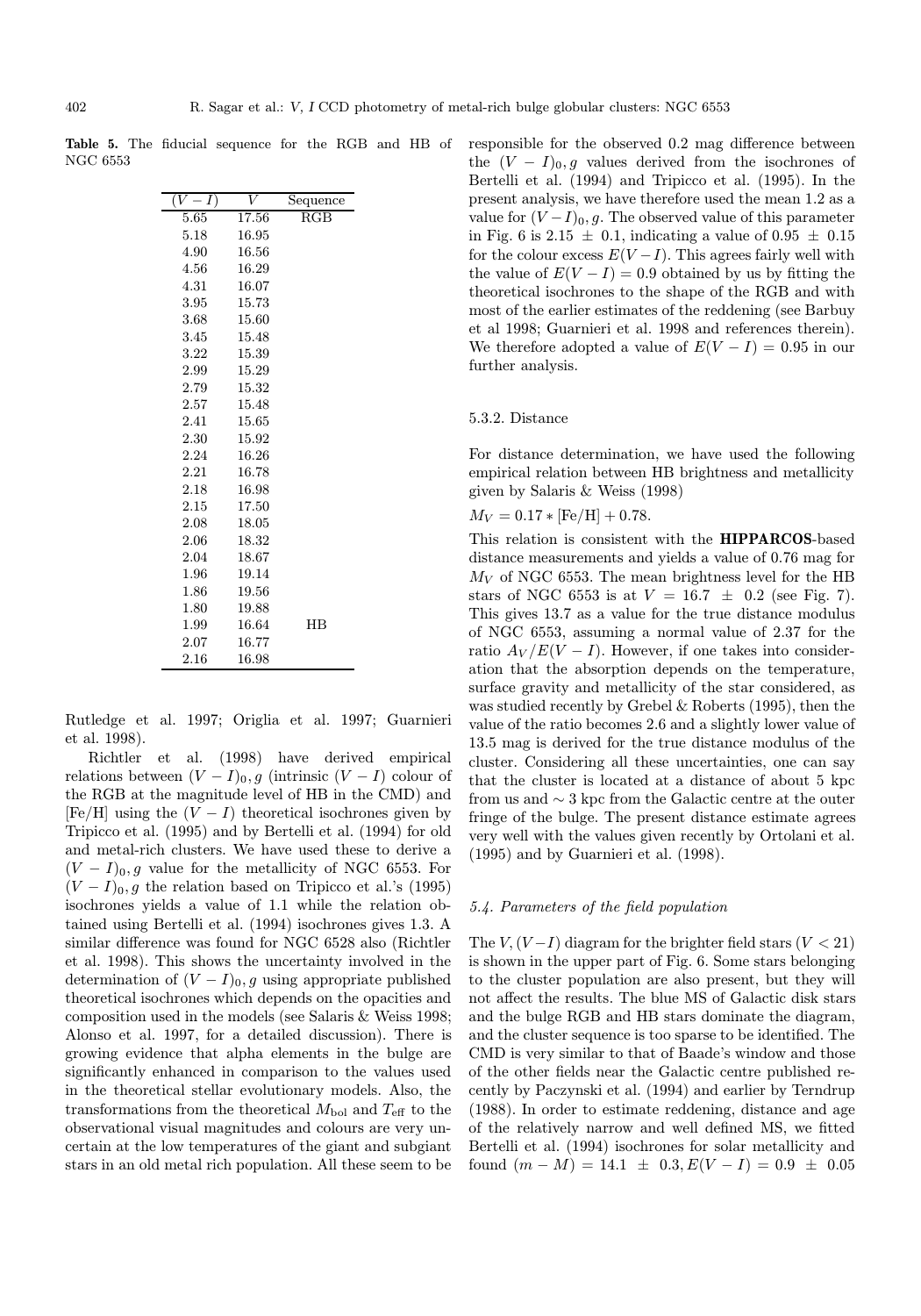**Table 5.** The fiducial sequence for the RGB and HB of NGC 6553

| $(V-I)$ | $V$ | Sequence |
|---|---|---|
| 5.65 | 17.56 | RGB |
| 5.18 | 16.95 | |
| 4.90 | 16.56 | |
| 4.56 | 16.29 | |
| 4.31 | 16.07 | |
| 3.95 | 15.73 | |
| 3.68 | 15.60 | |
| 3.45 | 15.48 | |
| 3.22 | 15.39 | |
| 2.99 | 15.29 | |
| 2.79 | 15.32 | |
| 2.57 | 15.48 | |
| 2.41 | 15.65 | |
| 2.30 | 15.92 | |
| 2.24 | 16.26 | |
| 2.21 | 16.78 | |
| 2.18 | 16.98 | |
| 2.15 | 17.50 | |
| 2.08 | 18.05 | |
| 2.06 | 18.32 | |
| 2.04 | 18.67 | |
| 1.96 | 19.14 | |
| 1.86 | 19.56 | |
| 1.80 | 19.88 | |
| 1.99 | 16.64 | HB |
| 2.07 | 16.77 | |
| 2.16 | 16.98 | |

Rutledge et al. 1997; Origlia et al. 1997; Guarnieri et al. 1998).

Richtler et al. (1998) have derived empirical relations between $(V-I)_0, g$ (intrinsic $(V-I)$ colour of the RGB at the magnitude level of HB in the CMD) and [Fe/H] using the $(V-I)$ theoretical isochrones given by Tripicco et al. (1995) and by Bertelli et al. (1994) for old and metal-rich clusters. We have used these to derive a $(V-I)_0, g$ value for the metallicity of NGC 6553. For $(V-I)_0, g$ the relation based on Tripicco et al.'s (1995) isochrones yields a value of 1.1 while the relation obtained using Bertelli et al. (1994) isochrones gives 1.3. A similar difference was found for NGC 6528 also (Richtler et al. 1998). This shows the uncertainty involved in the determination of $(V-I)_0, g$ using appropriate published theoretical isochrones which depends on the opacities and composition used in the models (see Salaris & Weiss 1998; Alonso et al. 1997, for a detailed discussion). There is growing evidence that alpha elements in the bulge are significantly enhanced in comparison to the values used in the theoretical stellar evolutionary models. Also, the transformations from the theoretical $M_{\rm bol}$ and $T_{\rm eff}$ to the observational visual magnitudes and colours are very uncertain at the low temperatures of the giant and subgiant stars in an old metal rich population. All these seem to be responsible for the observed 0.2 mag difference between the $(V-I)_0, g$ values derived from the isochrones of Bertelli et al. (1994) and Tripicco et al. (1995). In the present analysis, we have therefore used the mean 1.2 as a value for $(V-I)_0, g$. The observed value of this parameter in Fig. 6 is $2.15 \pm 0.1$, indicating a value of $0.95 \pm 0.15$ for the colour excess $E(V-I)$. This agrees fairly well with the value of $E(V-I) = 0.9$ obtained by us by fitting the theoretical isochrones to the shape of the RGB and with most of the earlier estimates of the reddening (see Barbuy et al 1998; Guarnieri et al. 1998 and references therein). We therefore adopted a value of $E(V-I) = 0.95$ in our further analysis.

#### 5.3.2. Distance

For distance determination, we have used the following empirical relation between HB brightness and metallicity given by Salaris & Weiss (1998)

$M_V = 0.17 * [\mathrm{Fe/H}] + 0.78.$

This relation is consistent with the **HIPPARCOS**-based distance measurements and yields a value of 0.76 mag for $M_V$ of NGC 6553. The mean brightness level for the HB stars of NGC 6553 is at $V = 16.7 \pm 0.2$ (see Fig. 7). This gives 13.7 as a value for the true distance modulus of NGC 6553, assuming a normal value of 2.37 for the ratio $A_V/E(V-I)$. However, if one takes into consideration that the absorption depends on the temperature, surface gravity and metallicity of the star considered, as was studied recently by Grebel & Roberts (1995), then the value of the ratio becomes 2.6 and a slightly lower value of 13.5 mag is derived for the true distance modulus of the cluster. Considering all these uncertainties, one can say that the cluster is located at a distance of about 5 kpc from us and $\sim 3$ kpc from the Galactic centre at the outer fringe of the bulge. The present distance estimate agrees very well with the values given recently by Ortolani et al. (1995) and by Guarnieri et al. (1998).

### *5.4. Parameters of the field population*

The $V, (V-I)$ diagram for the brighter field stars ($V < 21$) is shown in the upper part of Fig. 6. Some stars belonging to the cluster population are also present, but they will not affect the results. The blue MS of Galactic disk stars and the bulge RGB and HB stars dominate the diagram, and the cluster sequence is too sparse to be identified. The CMD is very similar to that of Baade's window and those of the other fields near the Galactic centre published recently by Paczynski et al. (1994) and earlier by Terndrup (1988). In order to estimate reddening, distance and age of the relatively narrow and well defined MS, we fitted Bertelli et al. (1994) isochrones for solar metallicity and found $(m-M) = 14.1 \pm 0.3, E(V-I) = 0.9 \pm 0.05$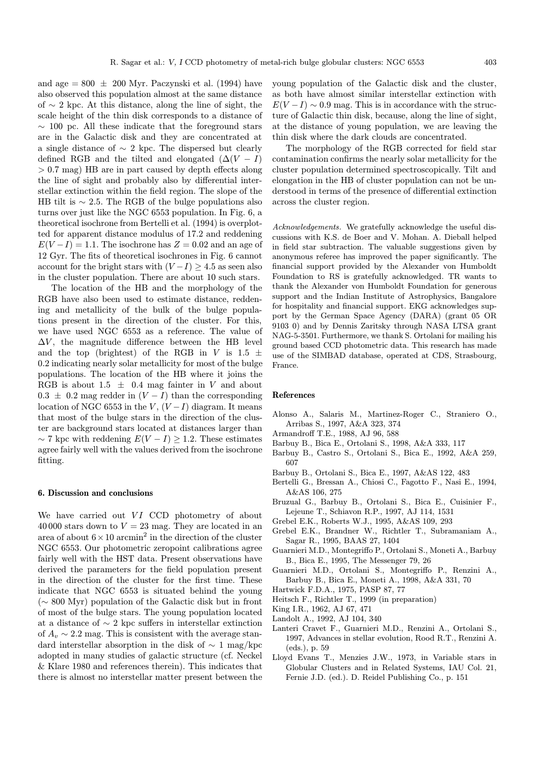and age = 800 $\pm$ 200 Myr. Paczynski et al. (1994) have also observed this population almost at the same distance of $\sim$ 2 kpc. At this distance, along the line of sight, the scale height of the thin disk corresponds to a distance of $\sim$ 100 pc. All these indicate that the foreground stars are in the Galactic disk and they are concentrated at a single distance of $\sim$ 2 kpc. The dispersed but clearly defined RGB and the tilted and elongated ($\Delta(V-I)$ $> 0.7$ mag) HB are in part caused by depth effects along the line of sight and probably also by differential interstellar extinction within the field region. The slope of the HB tilt is $\sim$ 2.5. The RGB of the bulge populations also turns over just like the NGC 6553 population. In Fig. 6, a theoretical isochrone from Bertelli et al. (1994) is overplotted for apparent distance modulus of 17.2 and reddening $E(V-I) = 1.1$. The isochrone has $Z = 0.02$ and an age of 12 Gyr. The fits of theoretical isochrones in Fig. 6 cannot account for the bright stars with $(V-I) \geq 4.5$ as seen also in the cluster population. There are about 10 such stars.

The location of the HB and the morphology of the RGB have also been used to estimate distance, reddening and metallicity of the bulk of the bulge populations present in the direction of the cluster. For this, we have used NGC 6553 as a reference. The value of $\Delta V$, the magnitude difference between the HB level and the top (brightest) of the RGB in $V$ is 1.5 $\pm$ 0.2 indicating nearly solar metallicity for most of the bulge populations. The location of the HB where it joins the RGB is about 1.5 $\pm$ 0.4 mag fainter in $V$ and about 0.3 $\pm$ 0.2 mag redder in $(V-I)$ than the corresponding location of NGC 6553 in the $V$, $(V-I)$ diagram. It means that most of the bulge stars in the direction of the cluster are background stars located at distances larger than $\sim$ 7 kpc with reddening $E(V-I) \geq 1.2$. These estimates agree fairly well with the values derived from the isochrone fitting.

## 6. Discussion and conclusions

We have carried out $VI$ CCD photometry of about 40 000 stars down to $V = 23$ mag. They are located in an area of about $6 \times 10$ arcmin$^2$ in the direction of the cluster NGC 6553. Our photometric zeropoint calibrations agree fairly well with the HST data. Present observations have derived the parameters for the field population present in the direction of the cluster for the first time. These indicate that NGC 6553 is situated behind the young ($\sim$ 800 Myr) population of the Galactic disk but in front of most of the bulge stars. The young population located at a distance of $\sim$ 2 kpc suffers in interstellar extinction of $A_v \sim 2.2$ mag. This is consistent with the average standard interstellar absorption in the disk of $\sim$ 1 mag/kpc adopted in many studies of galactic structure (cf. Neckel & Klare 1980 and references therein). This indicates that there is almost no interstellar matter present between the young population of the Galactic disk and the cluster, as both have almost similar interstellar extinction with $E(V-I) \sim 0.9$ mag. This is in accordance with the structure of Galactic thin disk, because, along the line of sight, at the distance of young population, we are leaving the thin disk where the dark clouds are concentrated.

The morphology of the RGB corrected for field star contamination confirms the nearly solar metallicity for the cluster population determined spectroscopically. Tilt and elongation in the HB of cluster population can not be understood in terms of the presence of differential extinction across the cluster region.

*Acknowledgements.* We gratefully acknowledge the useful discussions with K.S. de Boer and V. Mohan. A. Dieball helped in field star subtraction. The valuable suggestions given by anonymous referee has improved the paper significantly. The financial support provided by the Alexander von Humboldt Foundation to RS is gratefully acknowledged. TR wants to thank the Alexander von Humboldt Foundation for generous support and the Indian Institute of Astrophysics, Bangalore for hospitality and financial support. EKG acknowledges support by the German Space Agency (DARA) (grant 05 OR 9103 0) and by Dennis Zaritsky through NASA LTSA grant NAG-5-3501. Furthermore, we thank S. Ortolani for mailing his ground based CCD photometric data. This research has made use of the SIMBAD database, operated at CDS, Strasbourg, France.

## References

Alonso A., Salaris M., Martinez-Roger C., Straniero O., Arribas S., 1997, A&A 323, 374

Armandroff T.E., 1988, AJ 96, 588

Barbuy B., Bica E., Ortolani S., 1998, A&A 333, 117

Barbuy B., Castro S., Ortolani S., Bica E., 1992, A&A 259, 607

Barbuy B., Ortolani S., Bica E., 1997, A&AS 122, 483

Bertelli G., Bressan A., Chiosi C., Fagotto F., Nasi E., 1994, A&AS 106, 275

Bruzual G., Barbuy B., Ortolani S., Bica E., Cuisinier F., Lejeune T., Schiavon R.P., 1997, AJ 114, 1531

Grebel E.K., Roberts W.J., 1995, A&AS 109, 293

Grebel E.K., Brandner W., Richtler T., Subramaniam A., Sagar R., 1995, BAAS 27, 1404

Guarnieri M.D., Montegriffo P., Ortolani S., Moneti A., Barbuy B., Bica E., 1995, The Messenger 79, 26

Guarnieri M.D., Ortolani S., Montegriffo P., Renzini A., Barbuy B., Bica E., Moneti A., 1998, A&A 331, 70

Hartwick F.D.A., 1975, PASP 87, 77

Heitsch F., Richtler T., 1999 (in preparation)

King I.R., 1962, AJ 67, 471

Landolt A., 1992, AJ 104, 340

Lanteri Cravet F., Guarnieri M.D., Renzini A., Ortolani S., 1997, Advances in stellar evolution, Rood R.T., Renzini A. (eds.), p. 59

Lloyd Evans T., Menzies J.W., 1973, in Variable stars in Globular Clusters and in Related Systems, IAU Col. 21, Fernie J.D. (ed.). D. Reidel Publishing Co., p. 151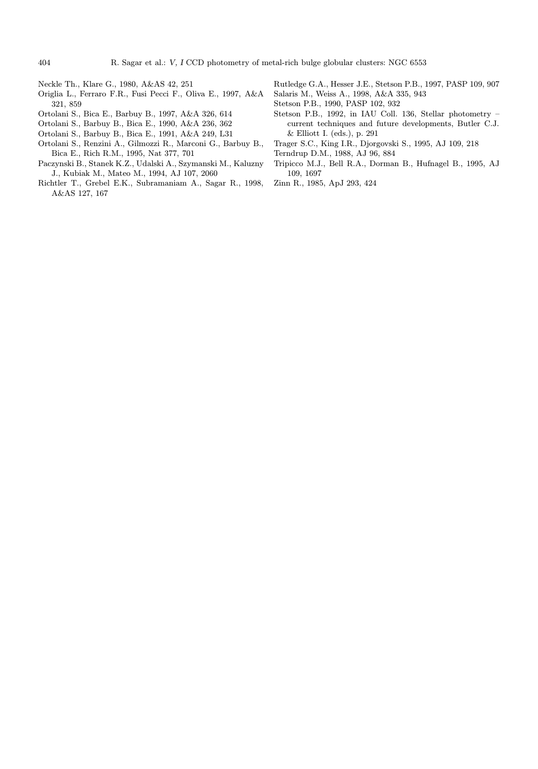Neckle Th., Klare G., 1980, A&AS 42, 251

Origlia L., Ferraro F.R., Fusi Pecci F., Oliva E., 1997, A&A 321, 859

Ortolani S., Bica E., Barbuy B., 1997, A&A 326, 614

Ortolani S., Barbuy B., Bica E., 1990, A&A 236, 362

Ortolani S., Barbuy B., Bica E., 1991, A&A 249, L31

Ortolani S., Renzini A., Gilmozzi R., Marconi G., Barbuy B., Bica E., Rich R.M., 1995, Nat 377, 701

Paczynski B., Stanek K.Z., Udalski A., Szymanski M., Kaluzny J., Kubiak M., Mateo M., 1994, AJ 107, 2060

Richtler T., Grebel E.K., Subramaniam A., Sagar R., 1998, A&AS 127, 167

Rutledge G.A., Hesser J.E., Stetson P.B., 1997, PASP 109, 907

Salaris M., Weiss A., 1998, A&A 335, 943

Stetson P.B., 1990, PASP 102, 932

Stetson P.B., 1992, in IAU Coll. 136, Stellar photometry – current techniques and future developments, Butler C.J. & Elliott I. (eds.), p. 291

Trager S.C., King I.R., Djorgovski S., 1995, AJ 109, 218

Terndrup D.M., 1988, AJ 96, 884

Tripicco M.J., Bell R.A., Dorman B., Hufnagel B., 1995, AJ 109, 1697

Zinn R., 1985, ApJ 293, 424